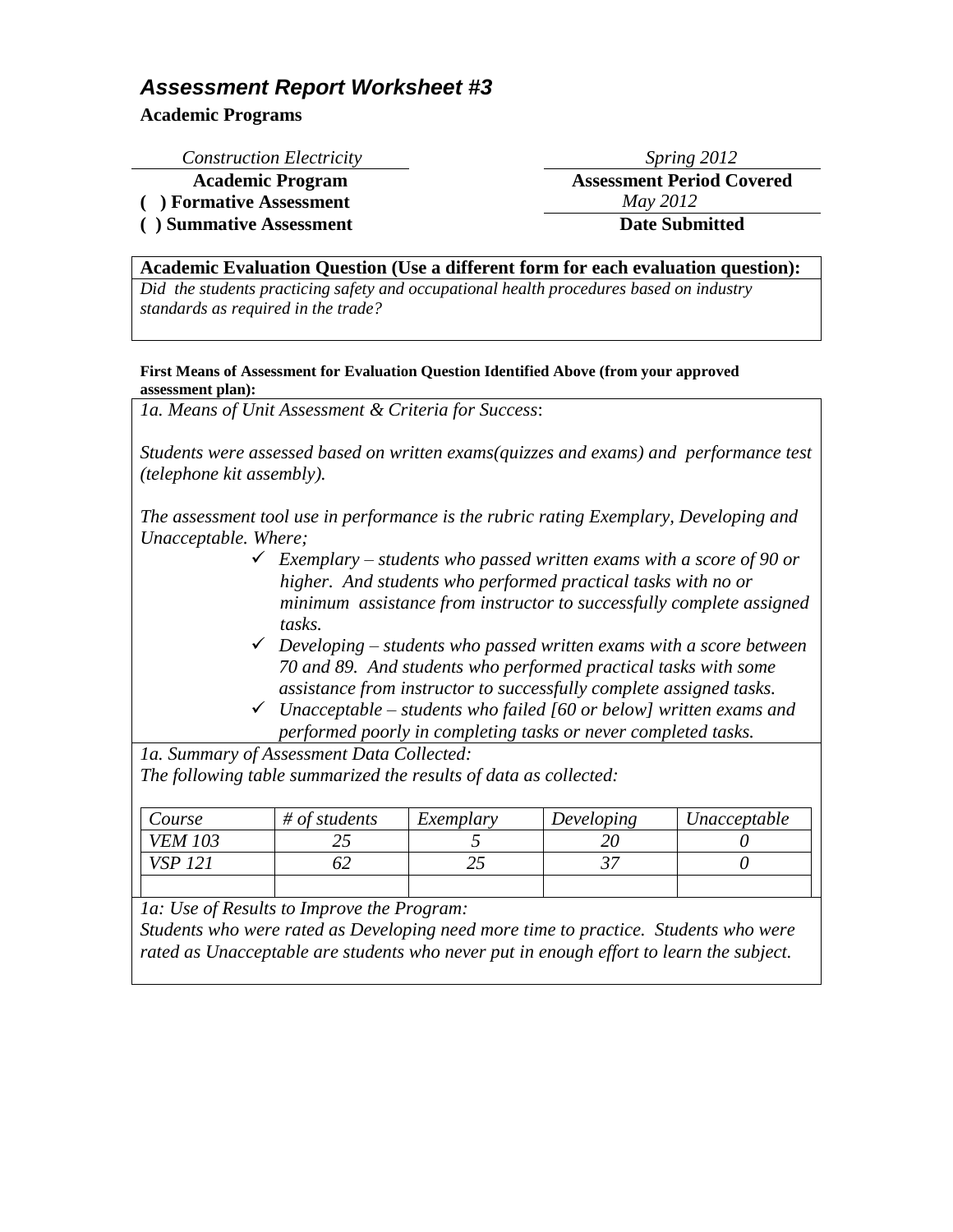# *Assessment Report Worksheet #3*

**Academic Programs**

| *Construction Electricity* | *Spring 2012* |
|---|---|
| **Academic Program** | **Assessment Period Covered** |
| **( ) Formative Assessment** | *May 2012* |
| **( ) Summative Assessment** | **Date Submitted** |

**Academic Evaluation Question (Use a different form for each evaluation question):**

*Did the students practicing safety and occupational health procedures based on industry standards as required in the trade?*

**First Means of Assessment for Evaluation Question Identified Above (from your approved assessment plan):**

*1a. Means of Unit Assessment & Criteria for Success*:

*Students were assessed based on written exams(quizzes and exams) and performance test (telephone kit assembly).*

*The assessment tool use in performance is the rubric rating Exemplary, Developing and Unacceptable. Where;*

- ✓ *Exemplary – students who passed written exams with a score of 90 or higher. And students who performed practical tasks with no or minimum assistance from instructor to successfully complete assigned tasks.*
- ✓ *Developing – students who passed written exams with a score between 70 and 89. And students who performed practical tasks with some assistance from instructor to successfully complete assigned tasks.*
- ✓ *Unacceptable – students who failed [60 or below] written exams and performed poorly in completing tasks or never completed tasks.*

*1a. Summary of Assessment Data Collected:*
*The following table summarized the results of data as collected:*

| *Course* | *# of students* | *Exemplary* | *Developing* | *Unacceptable* |
|---|---|---|---|---|
| *VEM 103* | *25* | *5* | *20* | *0* |
| *VSP 121* | *62* | *25* | *37* | *0* |
| | | | | |

*1a: Use of Results to Improve the Program:*
*Students who were rated as Developing need more time to practice. Students who were rated as Unacceptable are students who never put in enough effort to learn the subject.*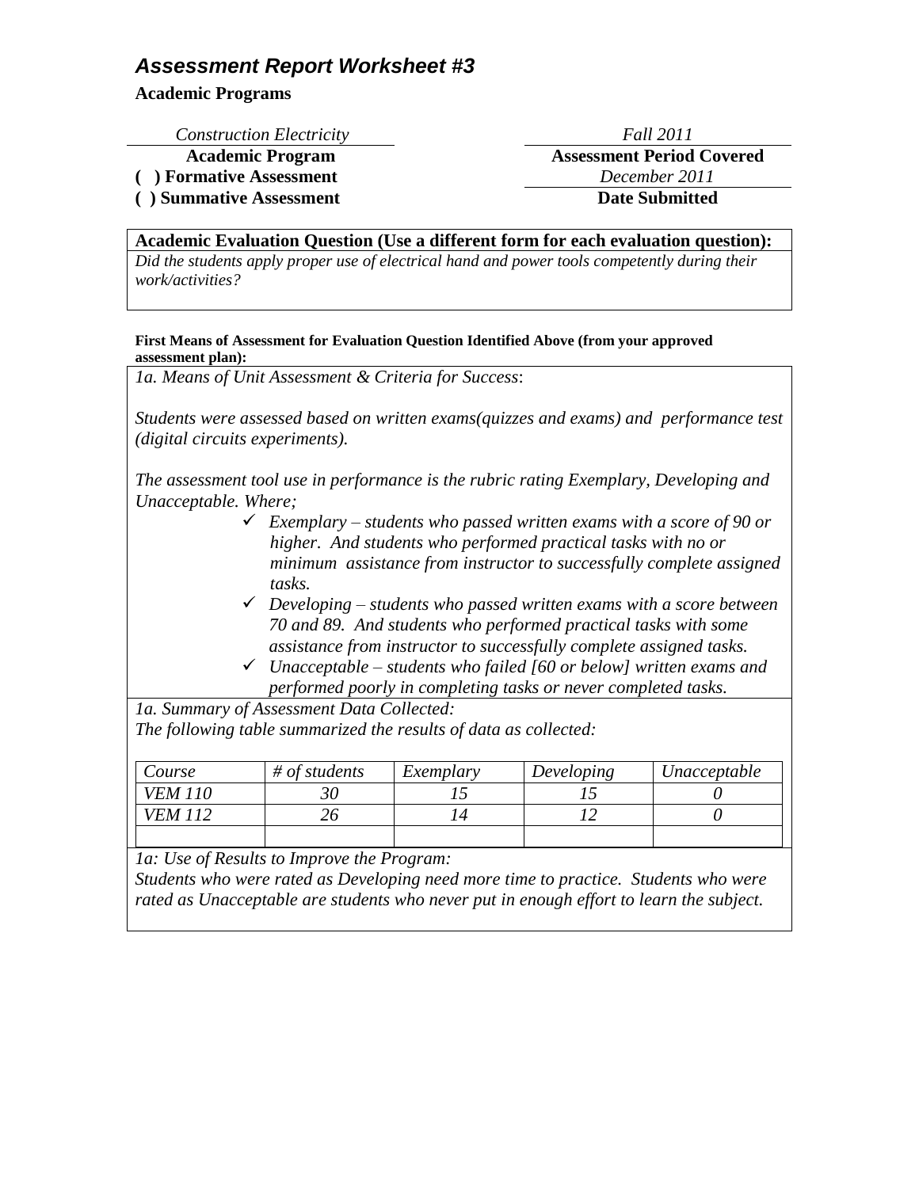## *Assessment Report Worksheet #3*

**Academic Programs**

| *Construction Electricity* | *Fall 2011* |
|---|---|
| **Academic Program** | **Assessment Period Covered** |
| **( ) Formative Assessment** | *December 2011* |
| **( ) Summative Assessment** | **Date Submitted** |

**Academic Evaluation Question (Use a different form for each evaluation question):**

*Did the students apply proper use of electrical hand and power tools competently during their work/activities?*

**First Means of Assessment for Evaluation Question Identified Above (from your approved assessment plan):**

*1a. Means of Unit Assessment & Criteria for Success*:

*Students were assessed based on written exams(quizzes and exams) and performance test (digital circuits experiments).*

*The assessment tool use in performance is the rubric rating Exemplary, Developing and Unacceptable. Where;*

- ✓ *Exemplary – students who passed written exams with a score of 90 or higher. And students who performed practical tasks with no or minimum assistance from instructor to successfully complete assigned tasks.*
- ✓ *Developing – students who passed written exams with a score between 70 and 89. And students who performed practical tasks with some assistance from instructor to successfully complete assigned tasks.*
- ✓ *Unacceptable – students who failed [60 or below] written exams and performed poorly in completing tasks or never completed tasks.*

*1a. Summary of Assessment Data Collected:*

*The following table summarized the results of data as collected:*

| *Course* | *# of students* | *Exemplary* | *Developing* | *Unacceptable* |
|---|---|---|---|---|
| *VEM 110* | *30* | *15* | *15* | *0* |
| *VEM 112* | *26* | *14* | *12* | *0* |
| | | | | |

*1a: Use of Results to Improve the Program:*

*Students who were rated as Developing need more time to practice. Students who were rated as Unacceptable are students who never put in enough effort to learn the subject.*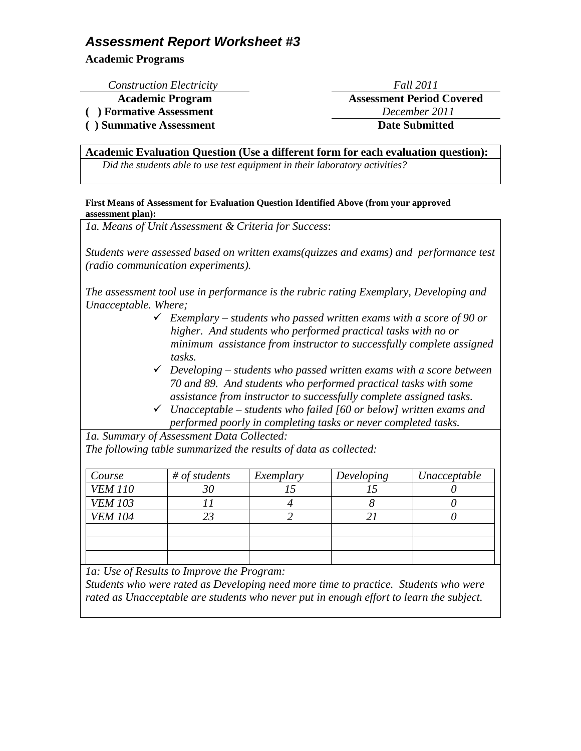# *Assessment Report Worksheet #3*

**Academic Programs**

| *Construction Electricity* | *Fall 2011* |
|---|---|
| **Academic Program** | **Assessment Period Covered** |
| **( ) Formative Assessment** | *December 2011* |
| **( ) Summative Assessment** | **Date Submitted** |

**Academic Evaluation Question (Use a different form for each evaluation question):**

*Did the students able to use test equipment in their laboratory activities?*

**First Means of Assessment for Evaluation Question Identified Above (from your approved assessment plan):**

*1a. Means of Unit Assessment & Criteria for Success*:

*Students were assessed based on written exams(quizzes and exams) and performance test (radio communication experiments).*

*The assessment tool use in performance is the rubric rating Exemplary, Developing and Unacceptable. Where;*

- ✓ *Exemplary – students who passed written exams with a score of 90 or higher. And students who performed practical tasks with no or minimum assistance from instructor to successfully complete assigned tasks.*
- ✓ *Developing – students who passed written exams with a score between 70 and 89. And students who performed practical tasks with some assistance from instructor to successfully complete assigned tasks.*
- ✓ *Unacceptable – students who failed [60 or below] written exams and performed poorly in completing tasks or never completed tasks.*

*1a. Summary of Assessment Data Collected:*
*The following table summarized the results of data as collected:*

| *Course* | *# of students* | *Exemplary* | *Developing* | *Unacceptable* |
|---|---|---|---|---|
| *VEM 110* | *30* | *15* | *15* | *0* |
| *VEM 103* | *11* | *4* | *8* | *0* |
| *VEM 104* | *23* | *2* | *21* | *0* |
| | | | | |
| | | | | |
| | | | | |

*1a: Use of Results to Improve the Program:*
*Students who were rated as Developing need more time to practice. Students who were rated as Unacceptable are students who never put in enough effort to learn the subject.*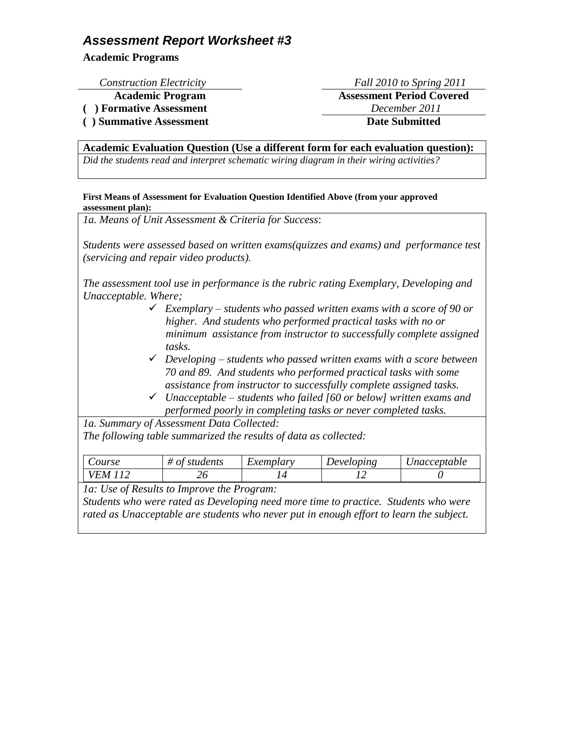## *Assessment Report Worksheet #3*

**Academic Programs**

*Construction Electricity*
**Academic Program**

*Fall 2010 to Spring 2011*
**Assessment Period Covered**

**( ) Formative Assessment**
**( ) Summative Assessment**

*December 2011*
**Date Submitted**

**Academic Evaluation Question (Use a different form for each evaluation question):**
*Did the students read and interpret schematic wiring diagram in their wiring activities?*

**First Means of Assessment for Evaluation Question Identified Above (from your approved assessment plan):**

*1a. Means of Unit Assessment & Criteria for Success*:

*Students were assessed based on written exams(quizzes and exams) and performance test (servicing and repair video products).*

*The assessment tool use in performance is the rubric rating Exemplary, Developing and Unacceptable. Where;*

- ✓ *Exemplary – students who passed written exams with a score of 90 or higher. And students who performed practical tasks with no or minimum assistance from instructor to successfully complete assigned tasks.*
- ✓ *Developing – students who passed written exams with a score between 70 and 89. And students who performed practical tasks with some assistance from instructor to successfully complete assigned tasks.*
- ✓ *Unacceptable – students who failed [60 or below] written exams and performed poorly in completing tasks or never completed tasks.*

*1a. Summary of Assessment Data Collected:*
*The following table summarized the results of data as collected:*

| *Course* | *# of students* | *Exemplary* | *Developing* | *Unacceptable* |
|---|---|---|---|---|
| *VEM 112* | *26* | *14* | *12* | *0* |

*1a: Use of Results to Improve the Program:*
*Students who were rated as Developing need more time to practice. Students who were rated as Unacceptable are students who never put in enough effort to learn the subject.*